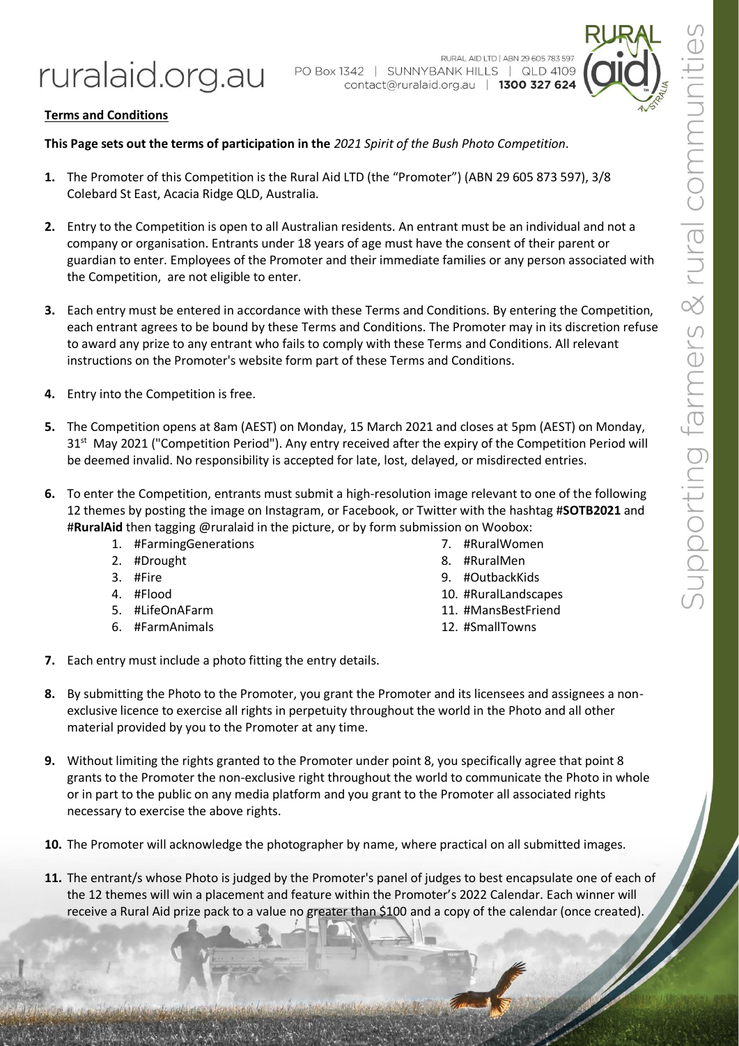ruralaid.org.au

RURAL AID LTD | ABN 29 605 783 597
PO Box 1342 | SUNNYBANK HILLS | QLD 4109
contact@ruralaid.org.au | **1300 327 624**

**Terms and Conditions**

**This Page sets out the terms of participation in the** *2021 Spirit of the Bush Photo Competition*.

1. The Promoter of this Competition is the Rural Aid LTD (the "Promoter") (ABN 29 605 873 597), 3/8 Colebard St East, Acacia Ridge QLD, Australia.

2. Entry to the Competition is open to all Australian residents. An entrant must be an individual and not a company or organisation. Entrants under 18 years of age must have the consent of their parent or guardian to enter. Employees of the Promoter and their immediate families or any person associated with the Competition, are not eligible to enter.

3. Each entry must be entered in accordance with these Terms and Conditions. By entering the Competition, each entrant agrees to be bound by these Terms and Conditions. The Promoter may in its discretion refuse to award any prize to any entrant who fails to comply with these Terms and Conditions. All relevant instructions on the Promoter's website form part of these Terms and Conditions.

4. Entry into the Competition is free.

5. The Competition opens at 8am (AEST) on Monday, 15 March 2021 and closes at 5pm (AEST) on Monday, 31st May 2021 ("Competition Period"). Any entry received after the expiry of the Competition Period will be deemed invalid. No responsibility is accepted for late, lost, delayed, or misdirected entries.

6. To enter the Competition, entrants must submit a high-resolution image relevant to one of the following 12 themes by posting the image on Instagram, or Facebook, or Twitter with the hashtag #**SOTB2021** and #**RuralAid** then tagging @ruralaid in the picture, or by form submission on Woobox:
   1. #FarmingGenerations
   2. #Drought
   3. #Fire
   4. #Flood
   5. #LifeOnAFarm
   6. #FarmAnimals
   7. #RuralWomen
   8. #RuralMen
   9. #OutbackKids
   10. #RuralLandscapes
   11. #MansBestFriend
   12. #SmallTowns

7. Each entry must include a photo fitting the entry details.

8. By submitting the Photo to the Promoter, you grant the Promoter and its licensees and assignees a non-exclusive licence to exercise all rights in perpetuity throughout the world in the Photo and all other material provided by you to the Promoter at any time.

9. Without limiting the rights granted to the Promoter under point 8, you specifically agree that point 8 grants to the Promoter the non-exclusive right throughout the world to communicate the Photo in whole or in part to the public on any media platform and you grant to the Promoter all associated rights necessary to exercise the above rights.

10. The Promoter will acknowledge the photographer by name, where practical on all submitted images.

11. The entrant/s whose Photo is judged by the Promoter's panel of judges to best encapsulate one of each of the 12 themes will win a placement and feature within the Promoter's 2022 Calendar. Each winner will receive a Rural Aid prize pack to a value no greater than $100 and a copy of the calendar (once created).

Supporting farmers & rural communities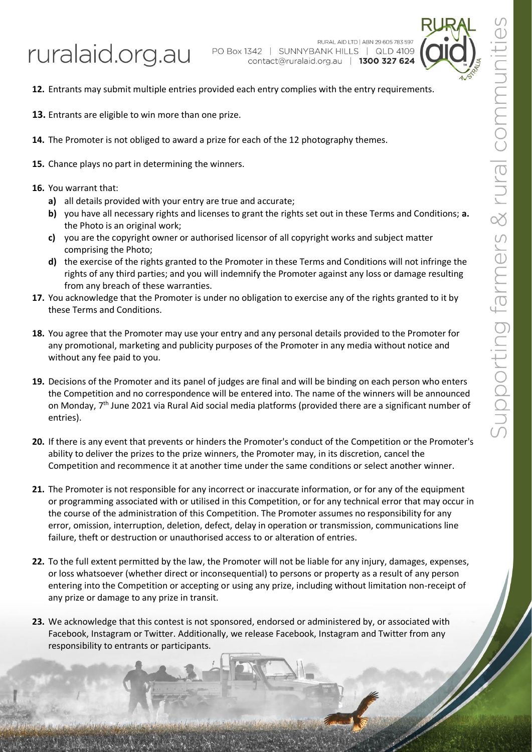**12.** Entrants may submit multiple entries provided each entry complies with the entry requirements.

**13.** Entrants are eligible to win more than one prize.

**14.** The Promoter is not obliged to award a prize for each of the 12 photography themes.

**15.** Chance plays no part in determining the winners.

**16.** You warrant that:

- **a)** all details provided with your entry are true and accurate;
- **b)** you have all necessary rights and licenses to grant the rights set out in these Terms and Conditions; **a.** the Photo is an original work;
- **c)** you are the copyright owner or authorised licensor of all copyright works and subject matter comprising the Photo;
- **d)** the exercise of the rights granted to the Promoter in these Terms and Conditions will not infringe the rights of any third parties; and you will indemnify the Promoter against any loss or damage resulting from any breach of these warranties.

**17.** You acknowledge that the Promoter is under no obligation to exercise any of the rights granted to it by these Terms and Conditions.

**18.** You agree that the Promoter may use your entry and any personal details provided to the Promoter for any promotional, marketing and publicity purposes of the Promoter in any media without notice and without any fee paid to you.

**19.** Decisions of the Promoter and its panel of judges are final and will be binding on each person who enters the Competition and no correspondence will be entered into. The name of the winners will be announced on Monday, 7th June 2021 via Rural Aid social media platforms (provided there are a significant number of entries).

**20.** If there is any event that prevents or hinders the Promoter's conduct of the Competition or the Promoter's ability to deliver the prizes to the prize winners, the Promoter may, in its discretion, cancel the Competition and recommence it at another time under the same conditions or select another winner.

**21.** The Promoter is not responsible for any incorrect or inaccurate information, or for any of the equipment or programming associated with or utilised in this Competition, or for any technical error that may occur in the course of the administration of this Competition. The Promoter assumes no responsibility for any error, omission, interruption, deletion, defect, delay in operation or transmission, communications line failure, theft or destruction or unauthorised access to or alteration of entries.

**22.** To the full extent permitted by the law, the Promoter will not be liable for any injury, damages, expenses, or loss whatsoever (whether direct or inconsequential) to persons or property as a result of any person entering into the Competition or accepting or using any prize, including without limitation non-receipt of any prize or damage to any prize in transit.

**23.** We acknowledge that this contest is not sponsored, endorsed or administered by, or associated with Facebook, Instagram or Twitter. Additionally, we release Facebook, Instagram and Twitter from any responsibility to entrants or participants.